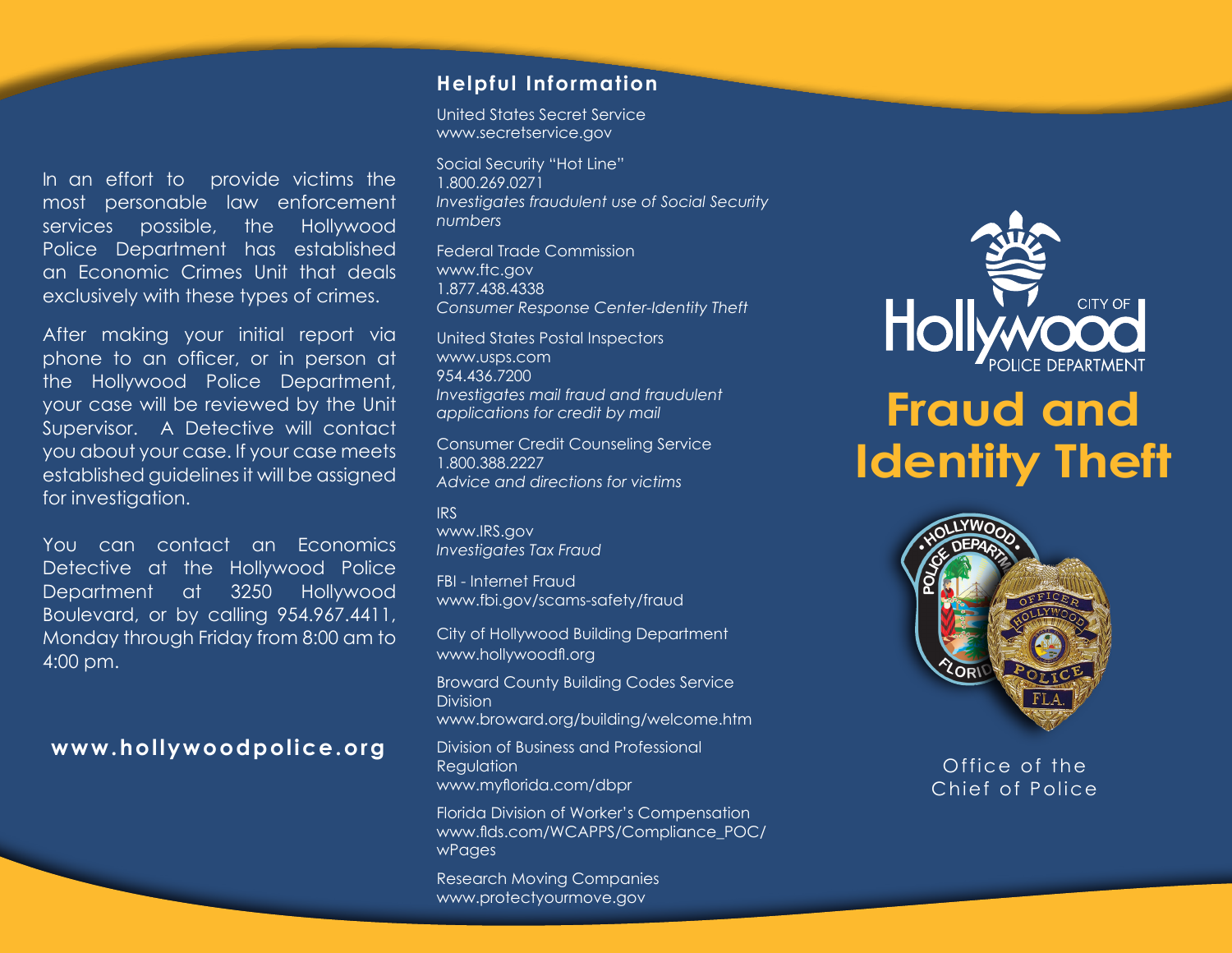In an effort to provide victims the most personable law enforcement services possible, the Hollywood Police Department has established an Economic Crimes Unit that deals exclusively with these types of crimes.

After making your initial report via phone to an officer, or in person at the Hollywood Police Department, your case will be reviewed by the Unit Supervisor. A Detective will contact you about your case. If your case meets established guidelines it will be assigned for investigation.

You can contact an Economics Detective at the Hollywood Police Department at 3250 Hollywood Boulevard, or by calling 954.967.4411, Monday through Friday from 8:00 am to 4:00 pm.

**www.hollywoodpolice.org**

## Helpful Information

United States Secret Service
www.secretservice.gov

Social Security "Hot Line"
1.800.269.0271
*Investigates fraudulent use of Social Security numbers*

Federal Trade Commission
www.ftc.gov
1.877.438.4338
*Consumer Response Center-Identity Theft*

United States Postal Inspectors
www.usps.com
954.436.7200
*Investigates mail fraud and fraudulent applications for credit by mail*

Consumer Credit Counseling Service
1.800.388.2227
*Advice and directions for victims*

IRS
www.IRS.gov
*Investigates Tax Fraud*

FBI - Internet Fraud
www.fbi.gov/scams-safety/fraud

City of Hollywood Building Department
www.hollywoodfl.org

Broward County Building Codes Service Division
www.broward.org/building/welcome.htm

Division of Business and Professional Regulation
www.myflorida.com/dbpr

Florida Division of Worker's Compensation
www.flds.com/WCAPPS/Compliance_POC/wPages

Research Moving Companies
www.protectyourmove.gov

City of Hollywood Police Department

# Fraud and Identity Theft

Office of the Chief of Police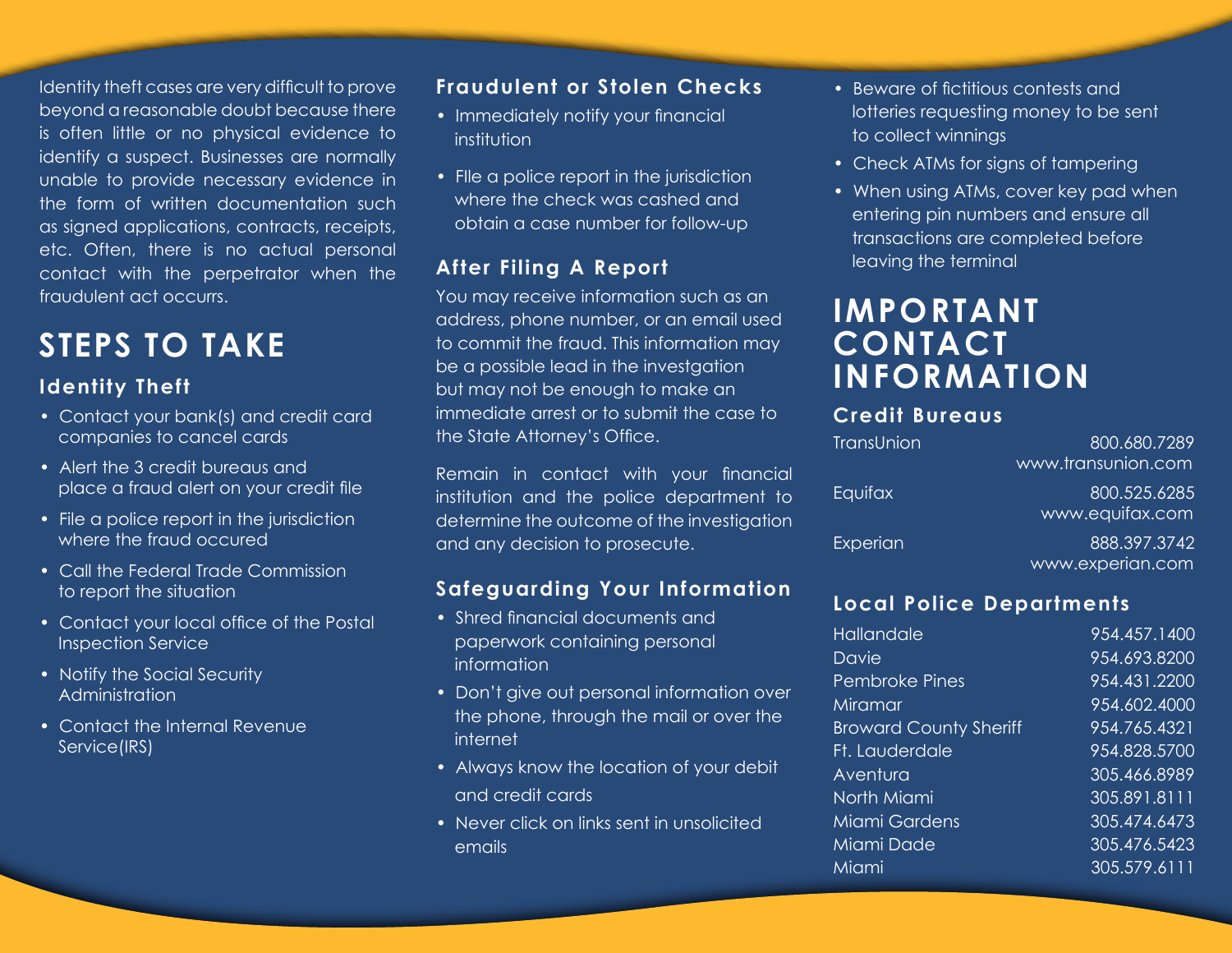Identity theft cases are very difficult to prove beyond a reasonable doubt because there is often little or no physical evidence to identify a suspect. Businesses are normally unable to provide necessary evidence in the form of written documentation such as signed applications, contracts, receipts, etc. Often, there is no actual personal contact with the perpetrator when the fraudulent act occurrs.

# STEPS TO TAKE

### Identity Theft

- Contact your bank(s) and credit card companies to cancel cards
- Alert the 3 credit bureaus and place a fraud alert on your credit file
- File a police report in the jurisdiction where the fraud occured
- Call the Federal Trade Commission to report the situation
- Contact your local office of the Postal Inspection Service
- Notify the Social Security Administration
- Contact the Internal Revenue Service(IRS)

### Fraudulent or Stolen Checks

- Immediately notify your financial institution
- FIle a police report in the jurisdiction where the check was cashed and obtain a case number for follow-up

### After Filing A Report

You may receive information such as an address, phone number, or an email used to commit the fraud. This information may be a possible lead in the investgation but may not be enough to make an immediate arrest or to submit the case to the State Attorney's Office.

Remain in contact with your financial institution and the police department to determine the outcome of the investigation and any decision to prosecute.

### Safeguarding Your Information

- Shred financial documents and paperwork containing personal information
- Don't give out personal information over the phone, through the mail or over the internet
- Always know the location of your debit and credit cards
- Never click on links sent in unsolicited emails
- Beware of fictitious contests and lotteries requesting money to be sent to collect winnings
- Check ATMs for signs of tampering
- When using ATMs, cover key pad when entering pin numbers and ensure all transactions are completed before leaving the terminal

# IMPORTANT CONTACT INFORMATION

### Credit Bureaus

| | |
|---|---|
| TransUnion | 800.680.7289<br>www.transunion.com |
| Equifax | 800.525.6285<br>www.equifax.com |
| Experian | 888.397.3742<br>www.experian.com |

### Local Police Departments

| | |
|---|---|
| Hallandale | 954.457.1400 |
| Davie | 954.693.8200 |
| Pembroke Pines | 954.431.2200 |
| Miramar | 954.602.4000 |
| Broward County Sheriff | 954.765.4321 |
| Ft. Lauderdale | 954.828.5700 |
| Aventura | 305.466.8989 |
| North Miami | 305.891.8111 |
| Miami Gardens | 305.474.6473 |
| Miami Dade | 305.476.5423 |
| Miami | 305.579.6111 |